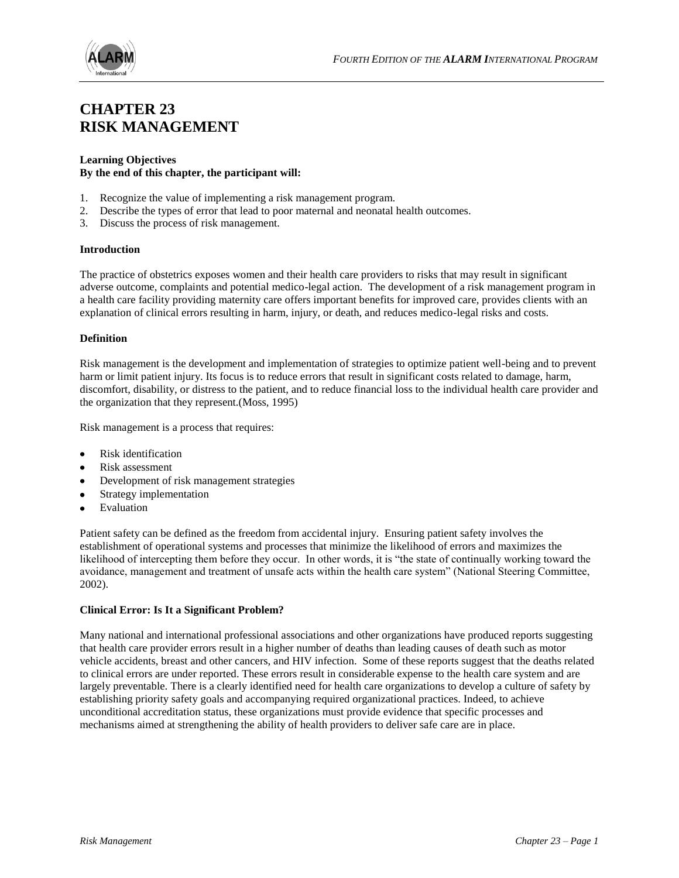# CHAPTER 23
# RISK MANAGEMENT

**Learning Objectives**
**By the end of this chapter, the participant will:**

1. Recognize the value of implementing a risk management program.
2. Describe the types of error that lead to poor maternal and neonatal health outcomes.
3. Discuss the process of risk management.

**Introduction**

The practice of obstetrics exposes women and their health care providers to risks that may result in significant adverse outcome, complaints and potential medico-legal action. The development of a risk management program in a health care facility providing maternity care offers important benefits for improved care, provides clients with an explanation of clinical errors resulting in harm, injury, or death, and reduces medico-legal risks and costs.

**Definition**

Risk management is the development and implementation of strategies to optimize patient well-being and to prevent harm or limit patient injury. Its focus is to reduce errors that result in significant costs related to damage, harm, discomfort, disability, or distress to the patient, and to reduce financial loss to the individual health care provider and the organization that they represent.(Moss, 1995)

Risk management is a process that requires:

- Risk identification
- Risk assessment
- Development of risk management strategies
- Strategy implementation
- Evaluation

Patient safety can be defined as the freedom from accidental injury. Ensuring patient safety involves the establishment of operational systems and processes that minimize the likelihood of errors and maximizes the likelihood of intercepting them before they occur. In other words, it is "the state of continually working toward the avoidance, management and treatment of unsafe acts within the health care system" (National Steering Committee, 2002).

**Clinical Error: Is It a Significant Problem?**

Many national and international professional associations and other organizations have produced reports suggesting that health care provider errors result in a higher number of deaths than leading causes of death such as motor vehicle accidents, breast and other cancers, and HIV infection. Some of these reports suggest that the deaths related to clinical errors are under reported. These errors result in considerable expense to the health care system and are largely preventable. There is a clearly identified need for health care organizations to develop a culture of safety by establishing priority safety goals and accompanying required organizational practices. Indeed, to achieve unconditional accreditation status, these organizations must provide evidence that specific processes and mechanisms aimed at strengthening the ability of health providers to deliver safe care are in place.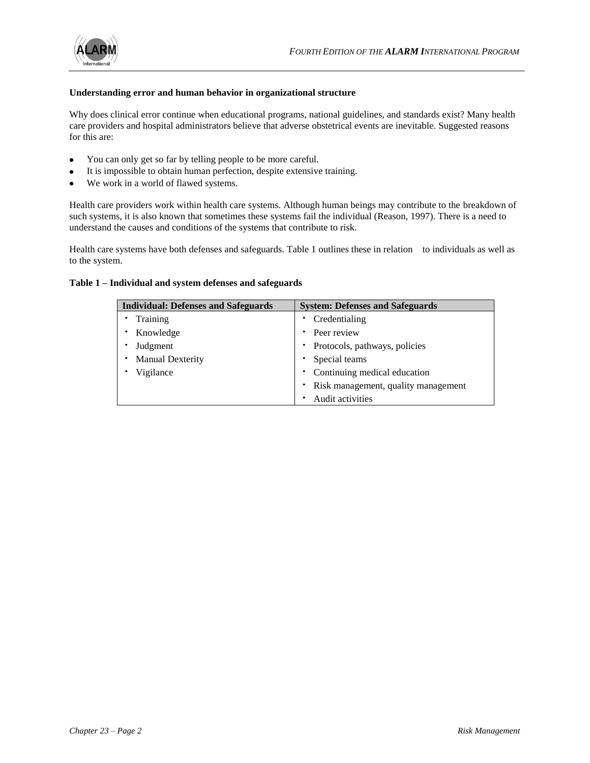**Understanding error and human behavior in organizational structure**

Why does clinical error continue when educational programs, national guidelines, and standards exist? Many health care providers and hospital administrators believe that adverse obstetrical events are inevitable. Suggested reasons for this are:

- You can only get so far by telling people to be more careful.
- It is impossible to obtain human perfection, despite extensive training.
- We work in a world of flawed systems.

Health care providers work within health care systems. Although human beings may contribute to the breakdown of such systems, it is also known that sometimes these systems fail the individual (Reason, 1997). There is a need to understand the causes and conditions of the systems that contribute to risk.

Health care systems have both defenses and safeguards. Table 1 outlines these in relation to individuals as well as to the system.

**Table 1 – Individual and system defenses and safeguards**

| Individual: Defenses and Safeguards | System: Defenses and Safeguards |
|---|---|
| • Training | • Credentialing |
| • Knowledge | • Peer review |
| • Judgment | • Protocols, pathways, policies |
| • Manual Dexterity | • Special teams |
| • Vigilance | • Continuing medical education |
| | • Risk management, quality management |
| | • Audit activities |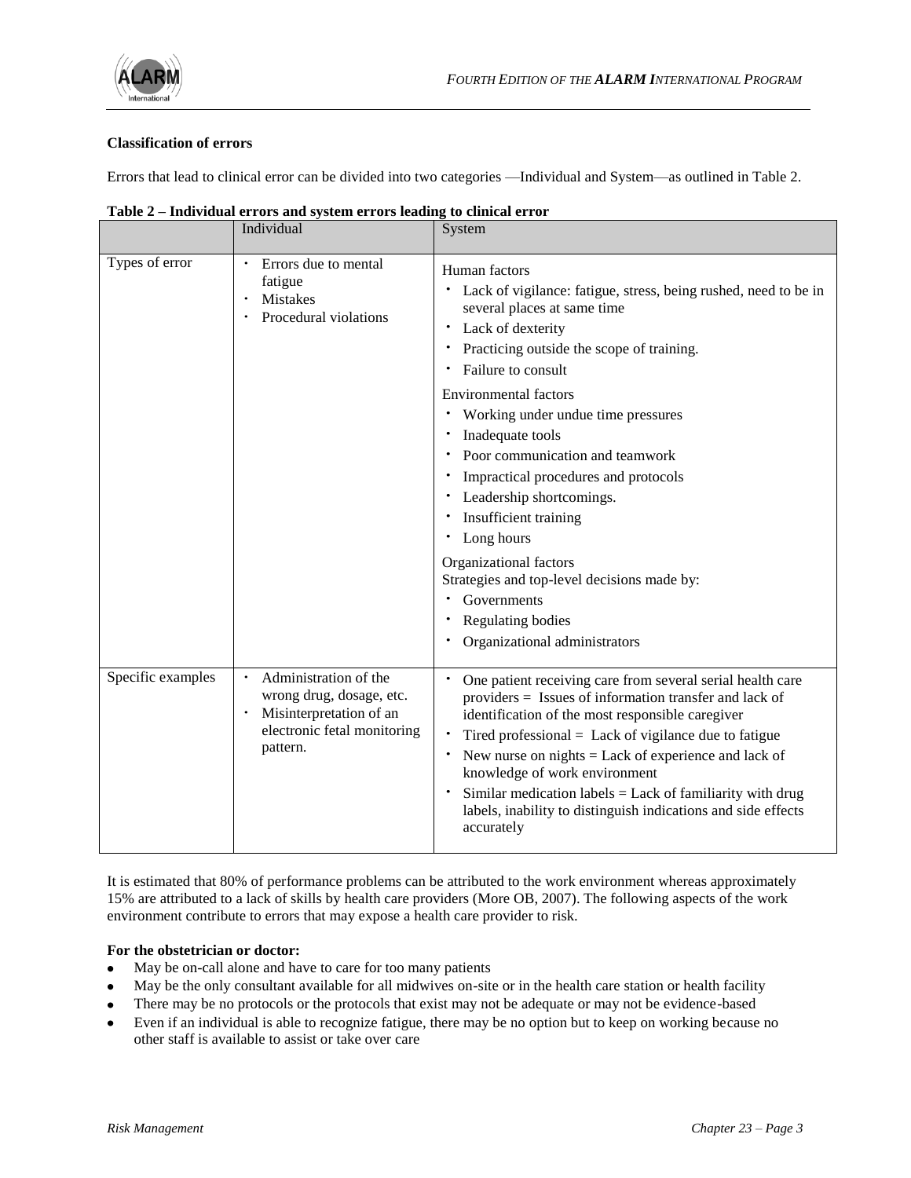**Classification of errors**

Errors that lead to clinical error can be divided into two categories —Individual and System—as outlined in Table 2.

**Table 2 – Individual errors and system errors leading to clinical error**

| | Individual | System |
|---|---|---|
| Types of error | • Errors due to mental fatigue<br>• Mistakes<br>• Procedural violations | Human factors<br>• Lack of vigilance: fatigue, stress, being rushed, need to be in several places at same time<br>• Lack of dexterity<br>• Practicing outside the scope of training.<br>• Failure to consult<br>Environmental factors<br>• Working under undue time pressures<br>• Inadequate tools<br>• Poor communication and teamwork<br>• Impractical procedures and protocols<br>• Leadership shortcomings.<br>• Insufficient training<br>• Long hours<br>Organizational factors<br>Strategies and top-level decisions made by:<br>• Governments<br>• Regulating bodies<br>• Organizational administrators |
| Specific examples | • Administration of the wrong drug, dosage, etc.<br>• Misinterpretation of an electronic fetal monitoring pattern. | • One patient receiving care from several serial health care providers = Issues of information transfer and lack of identification of the most responsible caregiver<br>• Tired professional = Lack of vigilance due to fatigue<br>• New nurse on nights = Lack of experience and lack of knowledge of work environment<br>• Similar medication labels = Lack of familiarity with drug labels, inability to distinguish indications and side effects accurately |

It is estimated that 80% of performance problems can be attributed to the work environment whereas approximately 15% are attributed to a lack of skills by health care providers (More OB, 2007). The following aspects of the work environment contribute to errors that may expose a health care provider to risk.

**For the obstetrician or doctor:**

- May be on-call alone and have to care for too many patients
- May be the only consultant available for all midwives on-site or in the health care station or health facility
- There may be no protocols or the protocols that exist may not be adequate or may not be evidence-based
- Even if an individual is able to recognize fatigue, there may be no option but to keep on working because no other staff is available to assist or take over care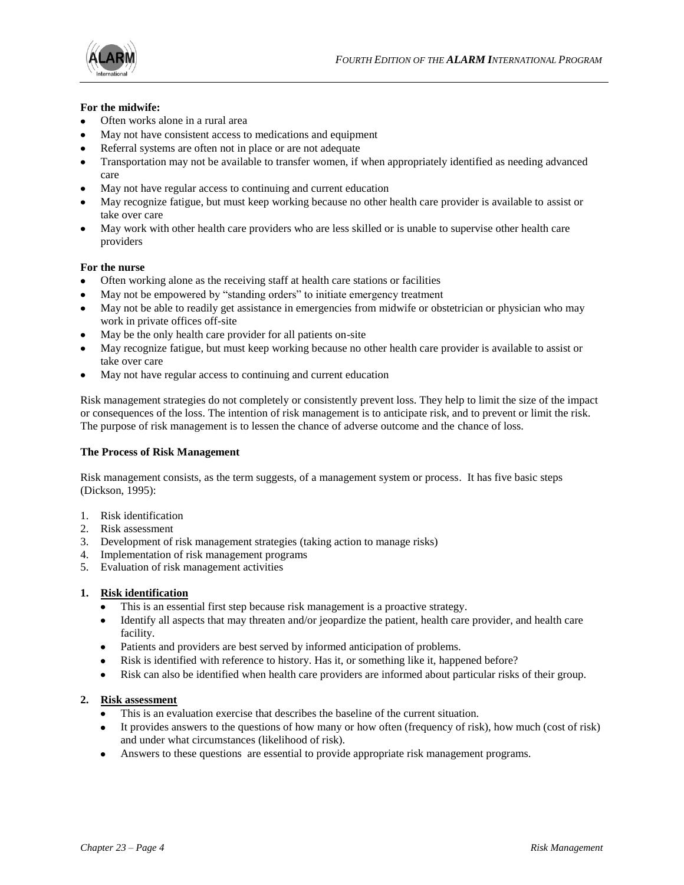**For the midwife:**

- Often works alone in a rural area
- May not have consistent access to medications and equipment
- Referral systems are often not in place or are not adequate
- Transportation may not be available to transfer women, if when appropriately identified as needing advanced care
- May not have regular access to continuing and current education
- May recognize fatigue, but must keep working because no other health care provider is available to assist or take over care
- May work with other health care providers who are less skilled or is unable to supervise other health care providers

**For the nurse**

- Often working alone as the receiving staff at health care stations or facilities
- May not be empowered by "standing orders" to initiate emergency treatment
- May not be able to readily get assistance in emergencies from midwife or obstetrician or physician who may work in private offices off-site
- May be the only health care provider for all patients on-site
- May recognize fatigue, but must keep working because no other health care provider is available to assist or take over care
- May not have regular access to continuing and current education

Risk management strategies do not completely or consistently prevent loss. They help to limit the size of the impact or consequences of the loss. The intention of risk management is to anticipate risk, and to prevent or limit the risk. The purpose of risk management is to lessen the chance of adverse outcome and the chance of loss.

**The Process of Risk Management**

Risk management consists, as the term suggests, of a management system or process. It has five basic steps (Dickson, 1995):

1. Risk identification
2. Risk assessment
3. Development of risk management strategies (taking action to manage risks)
4. Implementation of risk management programs
5. Evaluation of risk management activities

**1. Risk identification**

- This is an essential first step because risk management is a proactive strategy.
- Identify all aspects that may threaten and/or jeopardize the patient, health care provider, and health care facility.
- Patients and providers are best served by informed anticipation of problems.
- Risk is identified with reference to history. Has it, or something like it, happened before?
- Risk can also be identified when health care providers are informed about particular risks of their group.

**2. Risk assessment**

- This is an evaluation exercise that describes the baseline of the current situation.
- It provides answers to the questions of how many or how often (frequency of risk), how much (cost of risk) and under what circumstances (likelihood of risk).
- Answers to these questions are essential to provide appropriate risk management programs.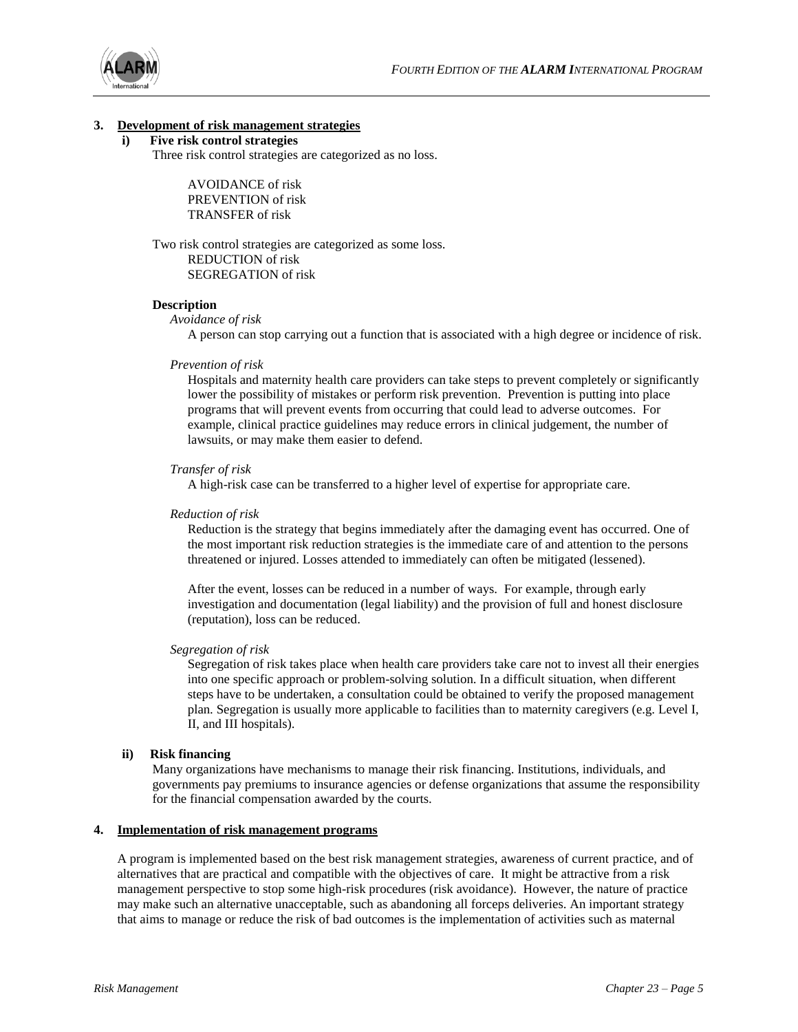## 3. Development of risk management strategies

### i) Five risk control strategies

Three risk control strategies are categorized as no loss.

AVOIDANCE of risk
PREVENTION of risk
TRANSFER of risk

Two risk control strategies are categorized as some loss.

REDUCTION of risk
SEGREGATION of risk

**Description**

*Avoidance of risk*

A person can stop carrying out a function that is associated with a high degree or incidence of risk.

*Prevention of risk*

Hospitals and maternity health care providers can take steps to prevent completely or significantly lower the possibility of mistakes or perform risk prevention. Prevention is putting into place programs that will prevent events from occurring that could lead to adverse outcomes. For example, clinical practice guidelines may reduce errors in clinical judgement, the number of lawsuits, or may make them easier to defend.

*Transfer of risk*

A high-risk case can be transferred to a higher level of expertise for appropriate care.

*Reduction of risk*

Reduction is the strategy that begins immediately after the damaging event has occurred. One of the most important risk reduction strategies is the immediate care of and attention to the persons threatened or injured. Losses attended to immediately can often be mitigated (lessened).

After the event, losses can be reduced in a number of ways. For example, through early investigation and documentation (legal liability) and the provision of full and honest disclosure (reputation), loss can be reduced.

*Segregation of risk*

Segregation of risk takes place when health care providers take care not to invest all their energies into one specific approach or problem-solving solution. In a difficult situation, when different steps have to be undertaken, a consultation could be obtained to verify the proposed management plan. Segregation is usually more applicable to facilities than to maternity caregivers (e.g. Level I, II, and III hospitals).

### ii) Risk financing

Many organizations have mechanisms to manage their risk financing. Institutions, individuals, and governments pay premiums to insurance agencies or defense organizations that assume the responsibility for the financial compensation awarded by the courts.

## 4. Implementation of risk management programs

A program is implemented based on the best risk management strategies, awareness of current practice, and of alternatives that are practical and compatible with the objectives of care. It might be attractive from a risk management perspective to stop some high-risk procedures (risk avoidance). However, the nature of practice may make such an alternative unacceptable, such as abandoning all forceps deliveries. An important strategy that aims to manage or reduce the risk of bad outcomes is the implementation of activities such as maternal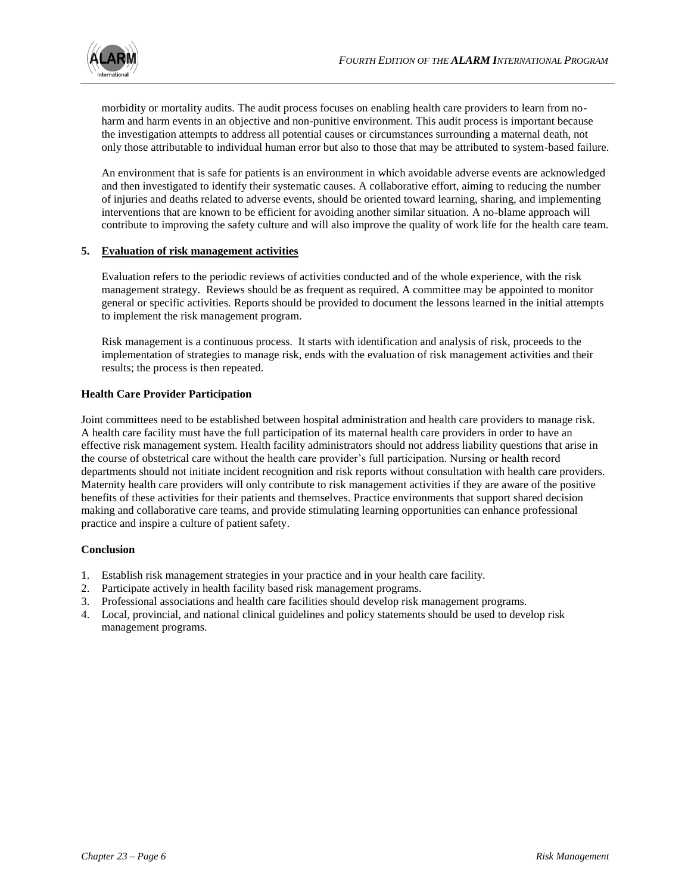morbidity or mortality audits. The audit process focuses on enabling health care providers to learn from no-harm and harm events in an objective and non-punitive environment. This audit process is important because the investigation attempts to address all potential causes or circumstances surrounding a maternal death, not only those attributable to individual human error but also to those that may be attributed to system-based failure.

An environment that is safe for patients is an environment in which avoidable adverse events are acknowledged and then investigated to identify their systematic causes. A collaborative effort, aiming to reducing the number of injuries and deaths related to adverse events, should be oriented toward learning, sharing, and implementing interventions that are known to be efficient for avoiding another similar situation. A no-blame approach will contribute to improving the safety culture and will also improve the quality of work life for the health care team.

**5. Evaluation of risk management activities**

Evaluation refers to the periodic reviews of activities conducted and of the whole experience, with the risk management strategy. Reviews should be as frequent as required. A committee may be appointed to monitor general or specific activities. Reports should be provided to document the lessons learned in the initial attempts to implement the risk management program.

Risk management is a continuous process. It starts with identification and analysis of risk, proceeds to the implementation of strategies to manage risk, ends with the evaluation of risk management activities and their results; the process is then repeated.

### Health Care Provider Participation

Joint committees need to be established between hospital administration and health care providers to manage risk. A health care facility must have the full participation of its maternal health care providers in order to have an effective risk management system. Health facility administrators should not address liability questions that arise in the course of obstetrical care without the health care provider's full participation. Nursing or health record departments should not initiate incident recognition and risk reports without consultation with health care providers. Maternity health care providers will only contribute to risk management activities if they are aware of the positive benefits of these activities for their patients and themselves. Practice environments that support shared decision making and collaborative care teams, and provide stimulating learning opportunities can enhance professional practice and inspire a culture of patient safety.

### Conclusion

1. Establish risk management strategies in your practice and in your health care facility.
2. Participate actively in health facility based risk management programs.
3. Professional associations and health care facilities should develop risk management programs.
4. Local, provincial, and national clinical guidelines and policy statements should be used to develop risk management programs.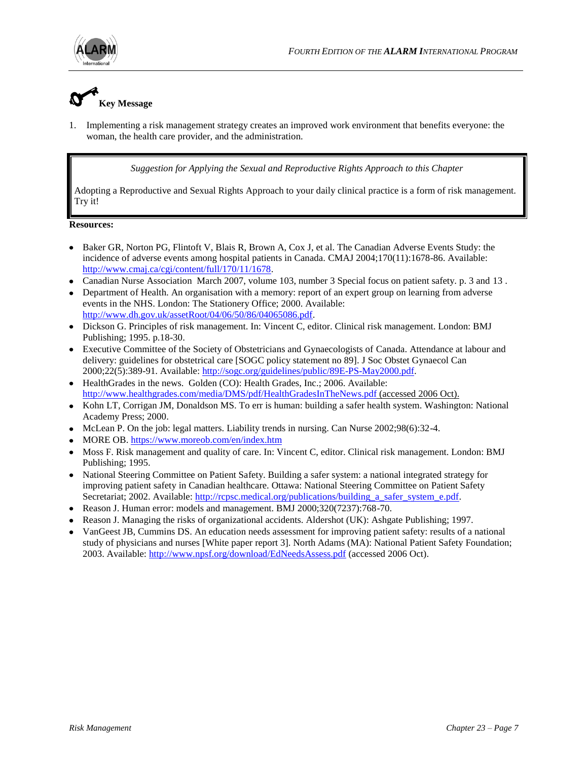## Key Message

1. Implementing a risk management strategy creates an improved work environment that benefits everyone: the woman, the health care provider, and the administration.

> *Suggestion for Applying the Sexual and Reproductive Rights Approach to this Chapter*
>
> Adopting a Reproductive and Sexual Rights Approach to your daily clinical practice is a form of risk management. Try it!

**Resources:**

- Baker GR, Norton PG, Flintoft V, Blais R, Brown A, Cox J, et al. The Canadian Adverse Events Study: the incidence of adverse events among hospital patients in Canada. CMAJ 2004;170(11):1678-86. Available: http://www.cmaj.ca/cgi/content/full/170/11/1678.
- Canadian Nurse Association March 2007, volume 103, number 3 Special focus on patient safety. p. 3 and 13 .
- Department of Health. An organisation with a memory: report of an expert group on learning from adverse events in the NHS. London: The Stationery Office; 2000. Available: http://www.dh.gov.uk/assetRoot/04/06/50/86/04065086.pdf.
- Dickson G. Principles of risk management. In: Vincent C, editor. Clinical risk management. London: BMJ Publishing; 1995. p.18-30.
- Executive Committee of the Society of Obstetricians and Gynaecologists of Canada. Attendance at labour and delivery: guidelines for obstetrical care [SOGC policy statement no 89]. J Soc Obstet Gynaecol Can 2000;22(5):389-91. Available: http://sogc.org/guidelines/public/89E-PS-May2000.pdf.
- HealthGrades in the news. Golden (CO): Health Grades, Inc.; 2006. Available: http://www.healthgrades.com/media/DMS/pdf/HealthGradesInTheNews.pdf (accessed 2006 Oct).
- Kohn LT, Corrigan JM, Donaldson MS. To err is human: building a safer health system. Washington: National Academy Press; 2000.
- McLean P. On the job: legal matters. Liability trends in nursing. Can Nurse 2002;98(6):32-4.
- MORE OB. https://www.moreob.com/en/index.htm
- Moss F. Risk management and quality of care. In: Vincent C, editor. Clinical risk management. London: BMJ Publishing; 1995.
- National Steering Committee on Patient Safety. Building a safer system: a national integrated strategy for improving patient safety in Canadian healthcare. Ottawa: National Steering Committee on Patient Safety Secretariat; 2002. Available: http://rcpsc.medical.org/publications/building_a_safer_system_e.pdf.
- Reason J. Human error: models and management. BMJ 2000;320(7237):768-70.
- Reason J. Managing the risks of organizational accidents. Aldershot (UK): Ashgate Publishing; 1997.
- VanGeest JB, Cummins DS. An education needs assessment for improving patient safety: results of a national study of physicians and nurses [White paper report 3]. North Adams (MA): National Patient Safety Foundation; 2003. Available: http://www.npsf.org/download/EdNeedsAssess.pdf (accessed 2006 Oct).